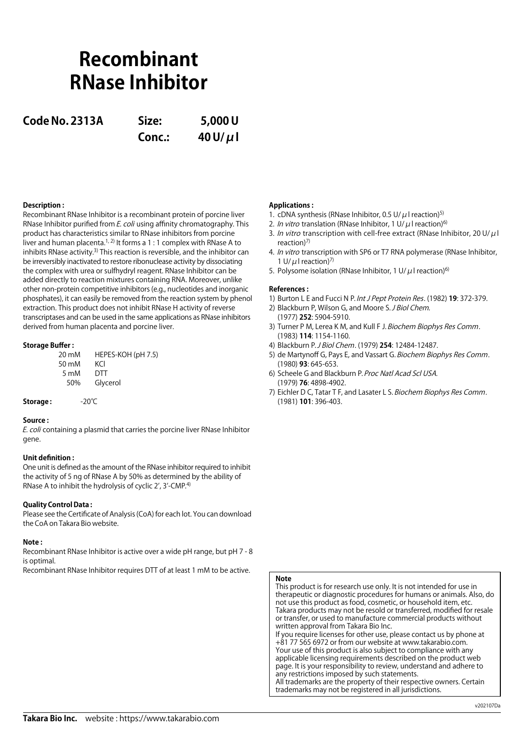# Recombinant RNase Inhibitor

**Code No. 2313A** **Size: 5,000 U**
**Conc.: 40 U/μl**

**Description :**
Recombinant RNase Inhibitor is a recombinant protein of porcine liver RNase Inhibitor purified from *E. coli* using affinity chromatography. This product has characteristics similar to RNase inhibitors from porcine liver and human placenta.[1, 2] It forms a 1 : 1 complex with RNase A to inhibits RNase activity.[3] This reaction is reversible, and the inhibitor can be irreversibly inactivated to restore ribonuclease activity by dissociating the complex with urea or sulfhydryl reagent. RNase Inhibitor can be added directly to reaction mixtures containing RNA. Moreover, unlike other non-protein competitive inhibitors (e.g., nucleotides and inorganic phosphates), it can easily be removed from the reaction system by phenol extraction. This product does not inhibit RNase H activity of reverse transcriptases and can be used in the same applications as RNase inhibitors derived from human placenta and porcine liver.

**Storage Buffer :**

| | |
|---|---|
| 20 mM | HEPES-KOH (pH 7.5) |
| 50 mM | KCl |
| 5 mM | DTT |
| 50% | Glycerol |

**Storage :** -20℃

**Source :**
*E. coli* containing a plasmid that carries the porcine liver RNase Inhibitor gene.

**Unit definition :**
One unit is defined as the amount of the RNase inhibitor required to inhibit the activity of 5 ng of RNase A by 50% as determined by the ability of RNase A to inhibit the hydrolysis of cyclic 2', 3'-CMP.[4]

**Quality Control Data :**
Please see the Certificate of Analysis (CoA) for each lot. You can download the CoA on Takara Bio website.

**Note :**
Recombinant RNase Inhibitor is active over a wide pH range, but pH 7 - 8 is optimal.
Recombinant RNase Inhibitor requires DTT of at least 1 mM to be active.

**Applications :**
1. cDNA synthesis (RNase Inhibitor, 0.5 U/μl reaction)[5]
2. *In vitro* translation (RNase Inhibitor, 1 U/μl reaction)[6]
3. *In vitro* transcription with cell-free extract (RNase Inhibitor, 20 U/μl reaction)[7]
4. *In vitro* transcription with SP6 or T7 RNA polymerase (RNase Inhibitor, 1 U/μl reaction)[7]
5. Polysome isolation (RNase Inhibitor, 1 U/μl reaction)[6]

**References :**
1) Burton L E and Fucci N P. *Int J Pept Protein Res*. (1982) **19**: 372-379.
2) Blackburn P, Wilson G, and Moore S. *J Biol Chem.* (1977) **252**: 5904-5910.
3) Turner P M, Lerea K M, and Kull F J. *Biochem Biophys Res Comm*. (1983) **114**: 1154-1160.
4) Blackburn P. *J Biol Chem*. (1979) **254**: 12484-12487.
5) de Martynoff G, Pays E, and Vassart G. *Biochem Biophys Res Comm*. (1980) **93**: 645-653.
6) Scheele G and Blackburn P. *Proc Natl Acad Scl USA.* (1979) **76**: 4898-4902.
7) Eichler D C, Tatar T F, and Lasater L S. *Biochem Biophys Res Comm*. (1981) **101**: 396-403.

**Note**
This product is for research use only. It is not intended for use in therapeutic or diagnostic procedures for humans or animals. Also, do not use this product as food, cosmetic, or household item, etc.
Takara products may not be resold or transferred, modified for resale or transfer, or used to manufacture commercial products without written approval from Takara Bio Inc.
If you require licenses for other use, please contact us by phone at +81 77 565 6972 or from our website at www.takarabio.com.
Your use of this product is also subject to compliance with any applicable licensing requirements described on the product web page. It is your responsibility to review, understand and adhere to any restrictions imposed by such statements.
All trademarks are the property of their respective owners. Certain trademarks may not be registered in all jurisdictions.

v202107Da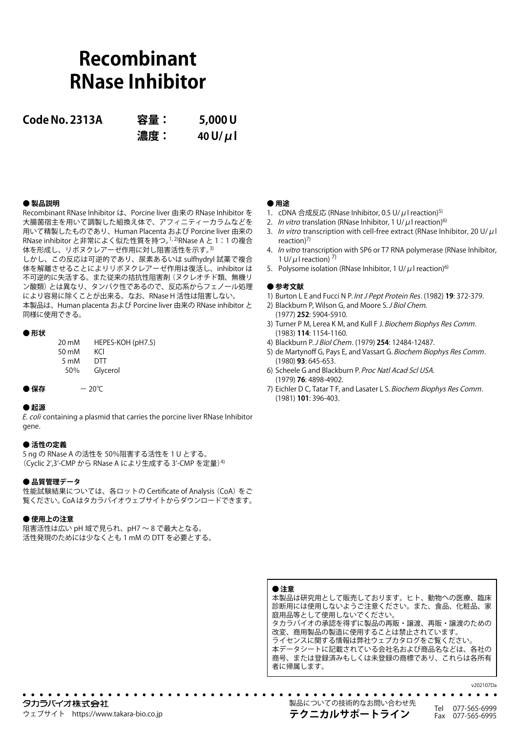# Recombinant RNase Inhibitor

**Code No. 2313A**　　**容量：　5,000 U**
　　　　　　　　　　**濃度：　40 U/μl**

### ● 製品説明

Recombinant RNase Inhibitor は、Porcine liver 由来の RNase Inhibitor を大腸菌宿主を用いて調製した組換え体で、アフィニティーカラムなどを用いて精製したものであり、Human Placenta および Porcine liver 由来の RNase inhibitor と非常によく似た性質を持つ。[1, 2] RNase A と 1：1 の複合体を形成し、リボヌクレアーゼ作用に対し阻害活性を示す。[3]
しかし、この反応は可逆的であり、尿素あるいは sulfhydryl 試薬で複合体を解離させることによりリボヌクレアーゼ作用は復活し、inhibitor は不可逆的に失活する。また従来の拮抗性阻害剤（ヌクレオチド類、無機リン酸類）とは異なり、タンパク性であるので、反応系からフェノール処理により容易に除くことが出来る。なお、RNase H 活性は阻害しない。
本製品は、Human placenta および Porcine liver 由来の RNase inhibitor と同様に使用できる。

### ● 形状

| | |
|---|---|
| 20 mM | HEPES-KOH (pH7.5) |
| 50 mM | KCl |
| 5 mM | DTT |
| 50% | Glycerol |

### ● 保存　　－ 20℃

### ● 起源

*E. coli* containing a plasmid that carries the porcine liver RNase Inhibitor gene.

### ● 活性の定義

5 ng の RNase A の活性を 50%阻害する活性を 1 U とする。
（Cyclic 2',3'-CMP から RNase A により生成する 3'-CMP を定量）[4]

### ● 品質管理データ

性能試験結果については、各ロットの Certificate of Analysis（CoA）をご覧ください。CoA はタカラバイオウェブサイトからダウンロードできます。

### ● 使用上の注意

阻害活性は広い pH 域で見られ、pH7 ～ 8 で最大となる。
活性発現のためには少なくとも 1 mM の DTT を必要とする。

### ● 用途

1. cDNA 合成反応 (RNase Inhibitor, 0.5 U/μl reaction)[5]
2. *In vitro* translation (RNase Inhibitor, 1 U/μl reaction)[6]
3. *In vitro* transcription with cell-free extract (RNase Inhibitor, 20 U/μl reaction)[7]
4. *In vitro* transcription with SP6 or T7 RNA polymerase (RNase Inhibitor, 1 U/μl reaction)[7]
5. Polysome isolation (RNase Inhibitor, 1 U/μl reaction)[6]

### ● 参考文献

1) Burton L E and Fucci N P. *Int J Pept Protein Res*. (1982) **19**: 372-379.
2) Blackburn P, Wilson G, and Moore S. *J Biol Chem.* (1977) **252**: 5904-5910.
3) Turner P M, Lerea K M, and Kull F J. *Biochem Biophys Res Comm*. (1983) **114**: 1154-1160.
4) Blackburn P. *J Biol Chem*. (1979) **254**: 12484-12487.
5) de Martynoff G, Pays E, and Vassart G. *Biochem Biophys Res Comm*. (1980) **93**: 645-653.
6) Scheele G and Blackburn P. *Proc Natl Acad Scl USA.* (1979) **76**: 4898-4902.
7) Eichler D C, Tatar T F, and Lasater L S. *Biochem Biophys Res Comm*. (1981) **101**: 396-403.

### ● 注意

本製品は研究用として販売しております。ヒト、動物への医療、臨床診断用には使用しないようご注意ください。また、食品、化粧品、家庭用品等として使用しないでください。
タカラバイオの承認を得ずに製品の再販・譲渡、再販・譲渡のための改変、商用製品の製造に使用することは禁止されています。
ライセンスに関する情報は弊社ウェブカタログをご覧ください。
本データシートに記載されている会社名および商品名などは、各社の商号、または登録済みもしくは未登録の商標であり、これらは各所有者に帰属します。

v202107Da

タカラバイオ株式会社
ウェブサイト　https://www.takara-bio.co.jp

製品についての技術的なお問い合わせ先
**テクニカルサポートライン**　Tel 077-565-6999　Fax 077-565-6995